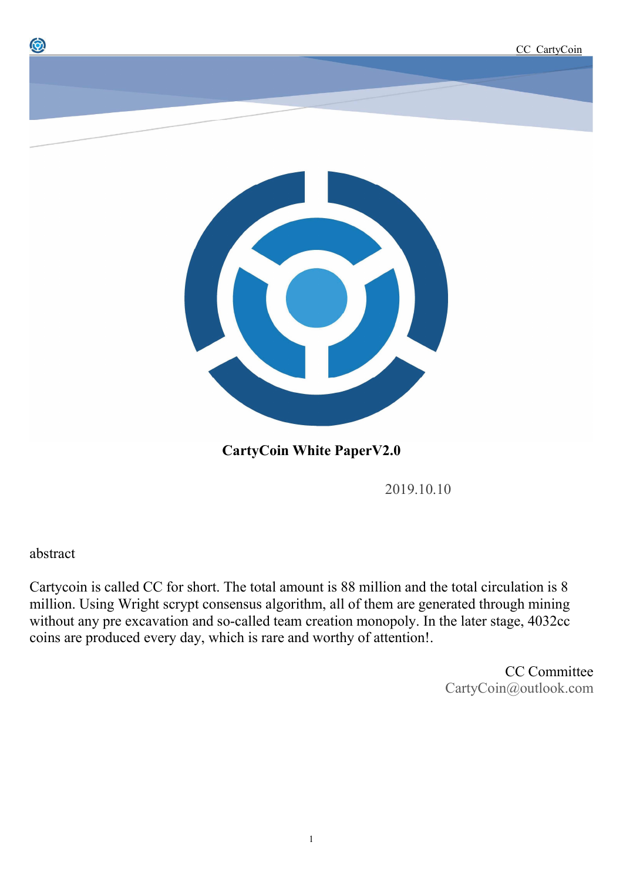**CartyCoin White PaperV2.0**

2019.10.10

abstract

Cartycoin is called CC for short. The total amount is 88 million and the total circulation is 8 million. Using Wright scrypt consensus algorithm, all of them are generated through mining without any pre excavation and so-called team creation monopoly. In the later stage, 4032cc coins are produced every day, which is rare and worthy of attention!.

CC Committee
CartyCoin@outlook.com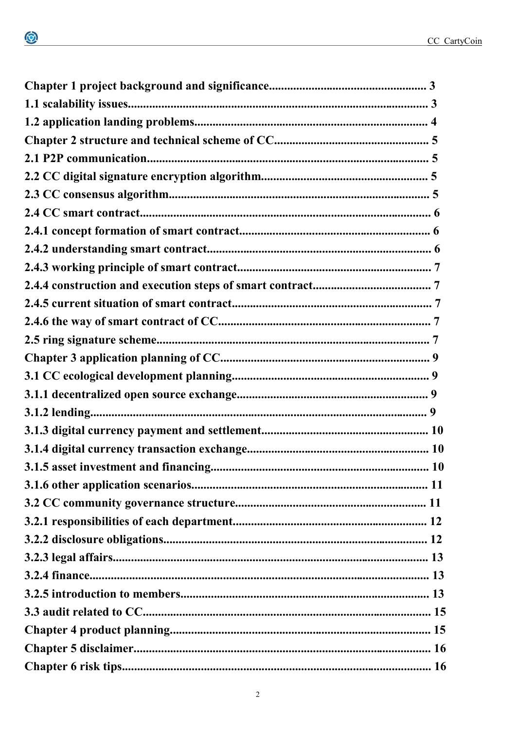**Chapter 1 project background and significance.................................................... 3**

**1.1 scalability issues.................................................................................................. 3**

**1.2 application landing problems............................................................................ 4**

**Chapter 2 structure and technical scheme of CC................................................... 5**

**2.1 P2P communication............................................................................................ 5**

**2.2 CC digital signature encryption algorithm...................................................... 5**

**2.3 CC consensus algorithm..................................................................................... 5**

**2.4 CC smart contract............................................................................................... 6**

**2.4.1 concept formation of smart contract.............................................................. 6**

**2.4.2 understanding smart contract......................................................................... 6**

**2.4.3 working principle of smart contract............................................................... 7**

**2.4.4 construction and execution steps of smart contract...................................... 7**

**2.4.5 current situation of smart contract................................................................. 7**

**2.4.6 the way of smart contract of CC..................................................................... 7**

**2.5 ring signature scheme......................................................................................... 7**

**Chapter 3 application planning of CC..................................................................... 9**

**3.1 CC ecological development planning................................................................ 9**

**3.1.1 decentralized open source exchange.............................................................. 9**

**3.1.2 lending................................................................................................................ 9**

**3.1.3 digital currency payment and settlement...................................................... 10**

**3.1.4 digital currency transaction exchange........................................................... 10**

**3.1.5 asset investment and financing....................................................................... 10**

**3.1.6 other application scenarios............................................................................. 11**

**3.2 CC community governance structure.............................................................. 11**

**3.2.1 responsibilities of each department............................................................... 12**

**3.2.2 disclosure obligations...................................................................................... 12**

**3.2.3 legal affairs....................................................................................................... 13**

**3.2.4 finance............................................................................................................... 13**

**3.2.5 introduction to members................................................................................. 13**

**3.3 audit related to CC............................................................................................. 15**

**Chapter 4 product planning..................................................................................... 15**

**Chapter 5 disclaimer................................................................................................. 16**

**Chapter 6 risk tips..................................................................................................... 16**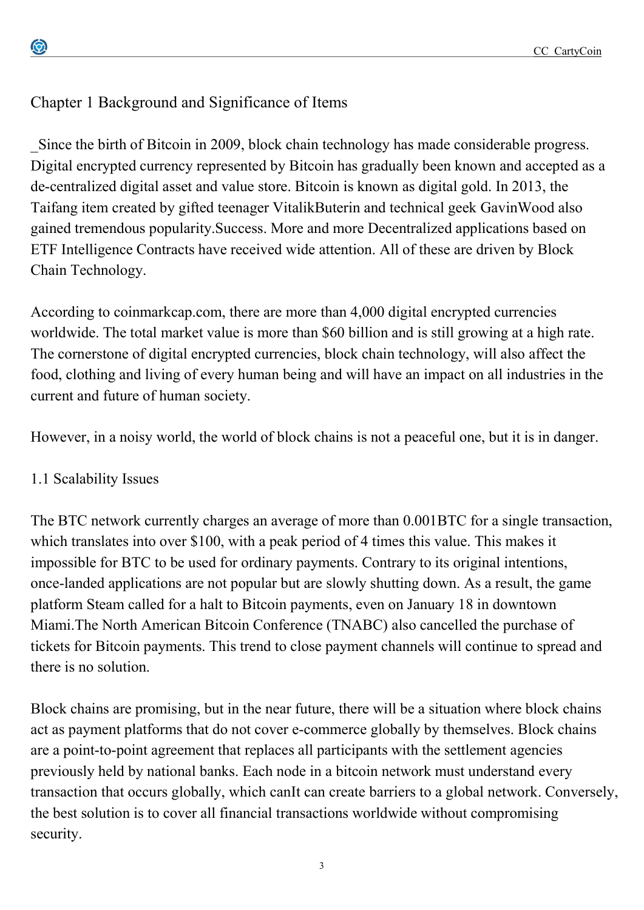## Chapter 1 Background and Significance of Items

_Since the birth of Bitcoin in 2009, block chain technology has made considerable progress. Digital encrypted currency represented by Bitcoin has gradually been known and accepted as a de-centralized digital asset and value store. Bitcoin is known as digital gold. In 2013, the Taifang item created by gifted teenager VitalikButerin and technical geek GavinWood also gained tremendous popularity.Success. More and more Decentralized applications based on ETF Intelligence Contracts have received wide attention. All of these are driven by Block Chain Technology.

According to coinmarkcap.com, there are more than 4,000 digital encrypted currencies worldwide. The total market value is more than $60 billion and is still growing at a high rate. The cornerstone of digital encrypted currencies, block chain technology, will also affect the food, clothing and living of every human being and will have an impact on all industries in the current and future of human society.

However, in a noisy world, the world of block chains is not a peaceful one, but it is in danger.

### 1.1 Scalability Issues

The BTC network currently charges an average of more than 0.001BTC for a single transaction, which translates into over $100, with a peak period of 4 times this value. This makes it impossible for BTC to be used for ordinary payments. Contrary to its original intentions, once-landed applications are not popular but are slowly shutting down. As a result, the game platform Steam called for a halt to Bitcoin payments, even on January 18 in downtown Miami.The North American Bitcoin Conference (TNABC) also cancelled the purchase of tickets for Bitcoin payments. This trend to close payment channels will continue to spread and there is no solution.

Block chains are promising, but in the near future, there will be a situation where block chains act as payment platforms that do not cover e-commerce globally by themselves. Block chains are a point-to-point agreement that replaces all participants with the settlement agencies previously held by national banks. Each node in a bitcoin network must understand every transaction that occurs globally, which canIt can create barriers to a global network. Conversely, the best solution is to cover all financial transactions worldwide without compromising security.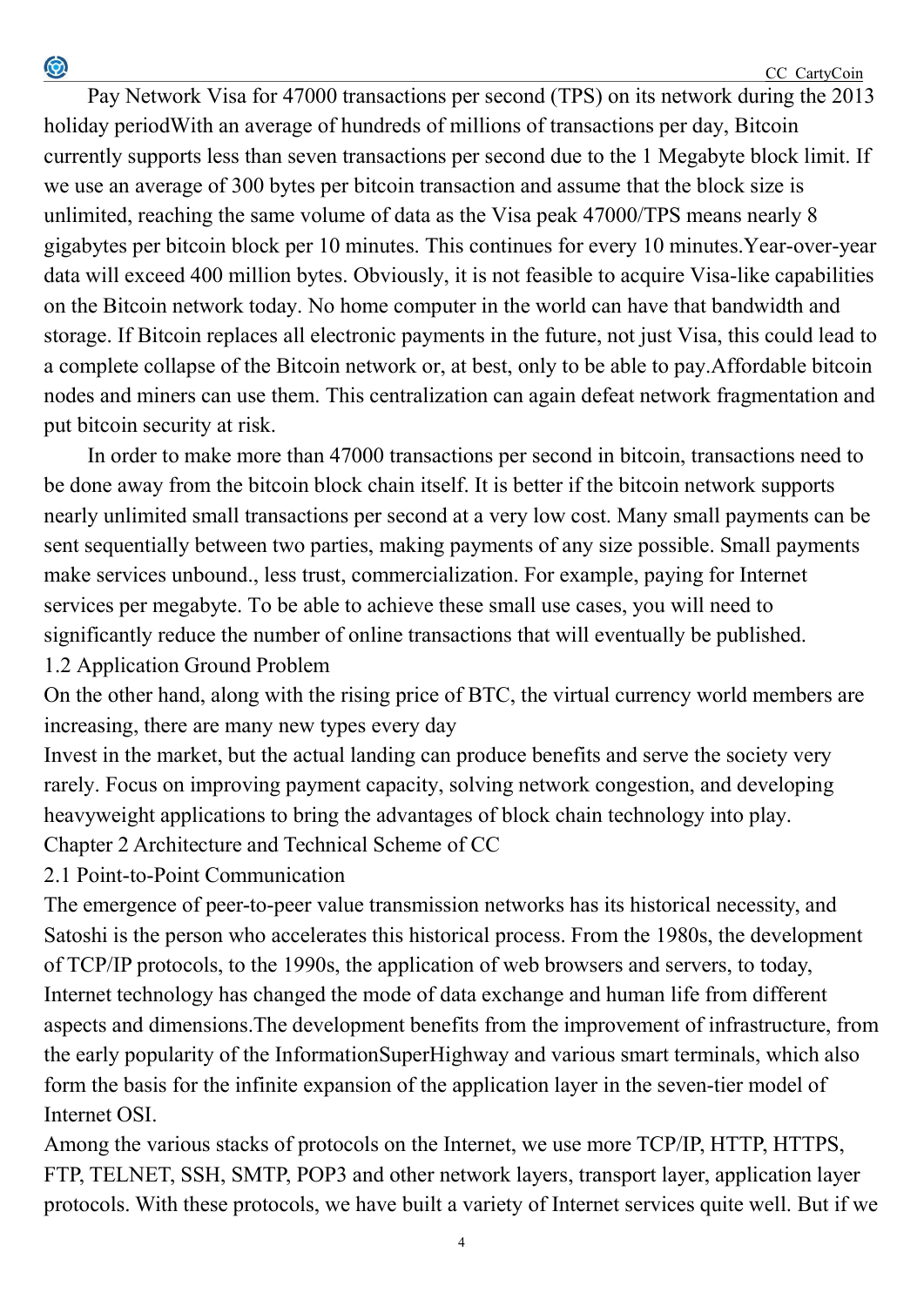Pay Network Visa for 47000 transactions per second (TPS) on its network during the 2013 holiday periodWith an average of hundreds of millions of transactions per day, Bitcoin currently supports less than seven transactions per second due to the 1 Megabyte block limit. If we use an average of 300 bytes per bitcoin transaction and assume that the block size is unlimited, reaching the same volume of data as the Visa peak 47000/TPS means nearly 8 gigabytes per bitcoin block per 10 minutes. This continues for every 10 minutes.Year-over-year data will exceed 400 million bytes. Obviously, it is not feasible to acquire Visa-like capabilities on the Bitcoin network today. No home computer in the world can have that bandwidth and storage. If Bitcoin replaces all electronic payments in the future, not just Visa, this could lead to a complete collapse of the Bitcoin network or, at best, only to be able to pay.Affordable bitcoin nodes and miners can use them. This centralization can again defeat network fragmentation and put bitcoin security at risk.

In order to make more than 47000 transactions per second in bitcoin, transactions need to be done away from the bitcoin block chain itself. It is better if the bitcoin network supports nearly unlimited small transactions per second at a very low cost. Many small payments can be sent sequentially between two parties, making payments of any size possible. Small payments make services unbound., less trust, commercialization. For example, paying for Internet services per megabyte. To be able to achieve these small use cases, you will need to significantly reduce the number of online transactions that will eventually be published.

## 1.2 Application Ground Problem

On the other hand, along with the rising price of BTC, the virtual currency world members are increasing, there are many new types every day

Invest in the market, but the actual landing can produce benefits and serve the society very rarely. Focus on improving payment capacity, solving network congestion, and developing heavyweight applications to bring the advantages of block chain technology into play.

# Chapter 2 Architecture and Technical Scheme of CC

## 2.1 Point-to-Point Communication

The emergence of peer-to-peer value transmission networks has its historical necessity, and Satoshi is the person who accelerates this historical process. From the 1980s, the development of TCP/IP protocols, to the 1990s, the application of web browsers and servers, to today, Internet technology has changed the mode of data exchange and human life from different aspects and dimensions.The development benefits from the improvement of infrastructure, from the early popularity of the InformationSuperHighway and various smart terminals, which also form the basis for the infinite expansion of the application layer in the seven-tier model of Internet OSI.

Among the various stacks of protocols on the Internet, we use more TCP/IP, HTTP, HTTPS, FTP, TELNET, SSH, SMTP, POP3 and other network layers, transport layer, application layer protocols. With these protocols, we have built a variety of Internet services quite well. But if we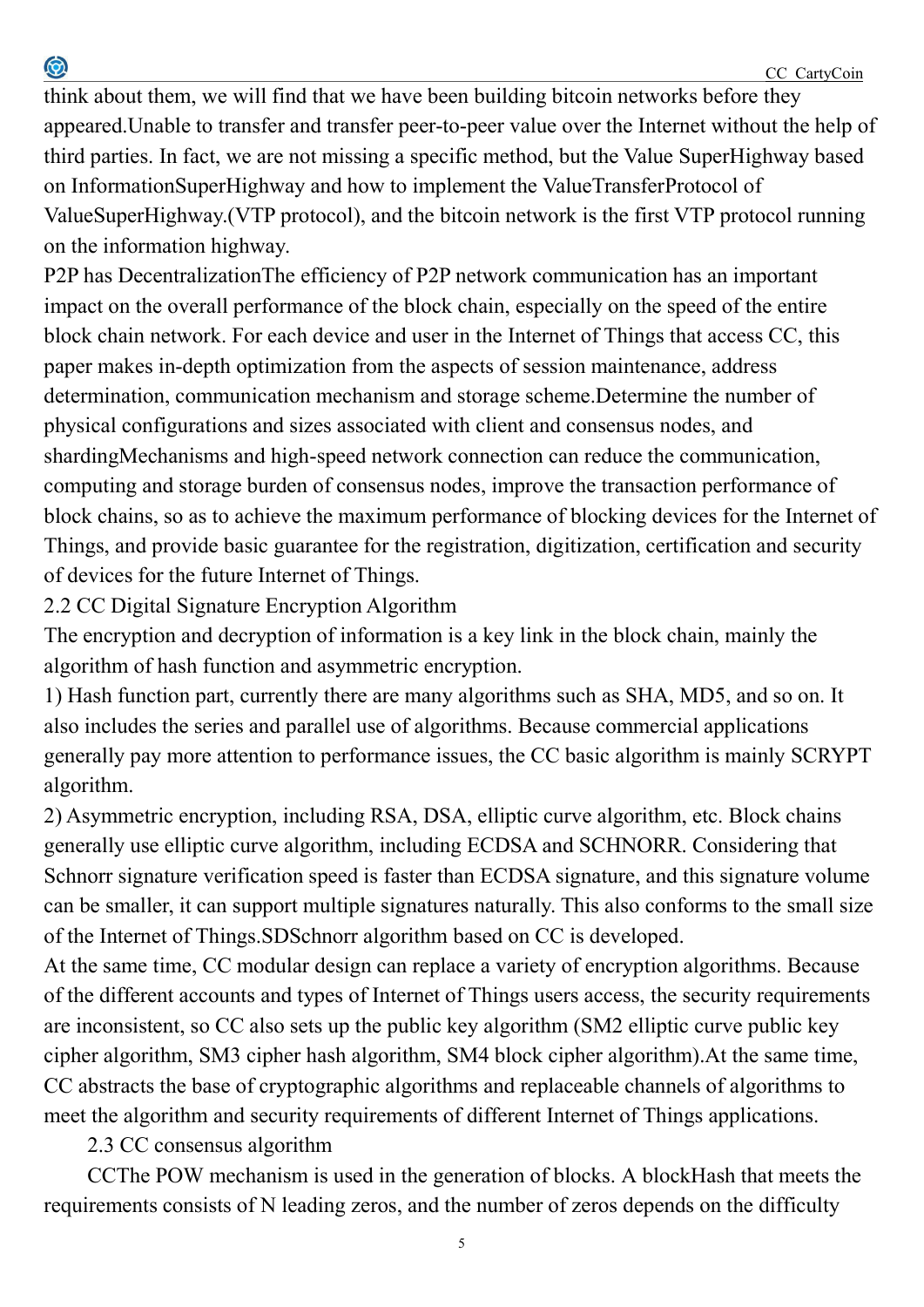think about them, we will find that we have been building bitcoin networks before they appeared.Unable to transfer and transfer peer-to-peer value over the Internet without the help of third parties. In fact, we are not missing a specific method, but the Value SuperHighway based on InformationSuperHighway and how to implement the ValueTransferProtocol of ValueSuperHighway.(VTP protocol), and the bitcoin network is the first VTP protocol running on the information highway.

P2P has DecentralizationThe efficiency of P2P network communication has an important impact on the overall performance of the block chain, especially on the speed of the entire block chain network. For each device and user in the Internet of Things that access CC, this paper makes in-depth optimization from the aspects of session maintenance, address determination, communication mechanism and storage scheme.Determine the number of physical configurations and sizes associated with client and consensus nodes, and shardingMechanisms and high-speed network connection can reduce the communication, computing and storage burden of consensus nodes, improve the transaction performance of block chains, so as to achieve the maximum performance of blocking devices for the Internet of Things, and provide basic guarantee for the registration, digitization, certification and security of devices for the future Internet of Things.

## 2.2 CC Digital Signature Encryption Algorithm

The encryption and decryption of information is a key link in the block chain, mainly the algorithm of hash function and asymmetric encryption.

1) Hash function part, currently there are many algorithms such as SHA, MD5, and so on. It also includes the series and parallel use of algorithms. Because commercial applications generally pay more attention to performance issues, the CC basic algorithm is mainly SCRYPT algorithm.

2) Asymmetric encryption, including RSA, DSA, elliptic curve algorithm, etc. Block chains generally use elliptic curve algorithm, including ECDSA and SCHNORR. Considering that Schnorr signature verification speed is faster than ECDSA signature, and this signature volume can be smaller, it can support multiple signatures naturally. This also conforms to the small size of the Internet of Things.SDSchnorr algorithm based on CC is developed.

At the same time, CC modular design can replace a variety of encryption algorithms. Because of the different accounts and types of Internet of Things users access, the security requirements are inconsistent, so CC also sets up the public key algorithm (SM2 elliptic curve public key cipher algorithm, SM3 cipher hash algorithm, SM4 block cipher algorithm).At the same time, CC abstracts the base of cryptographic algorithms and replaceable channels of algorithms to meet the algorithm and security requirements of different Internet of Things applications.

## 2.3 CC consensus algorithm

CCThe POW mechanism is used in the generation of blocks. A blockHash that meets the requirements consists of N leading zeros, and the number of zeros depends on the difficulty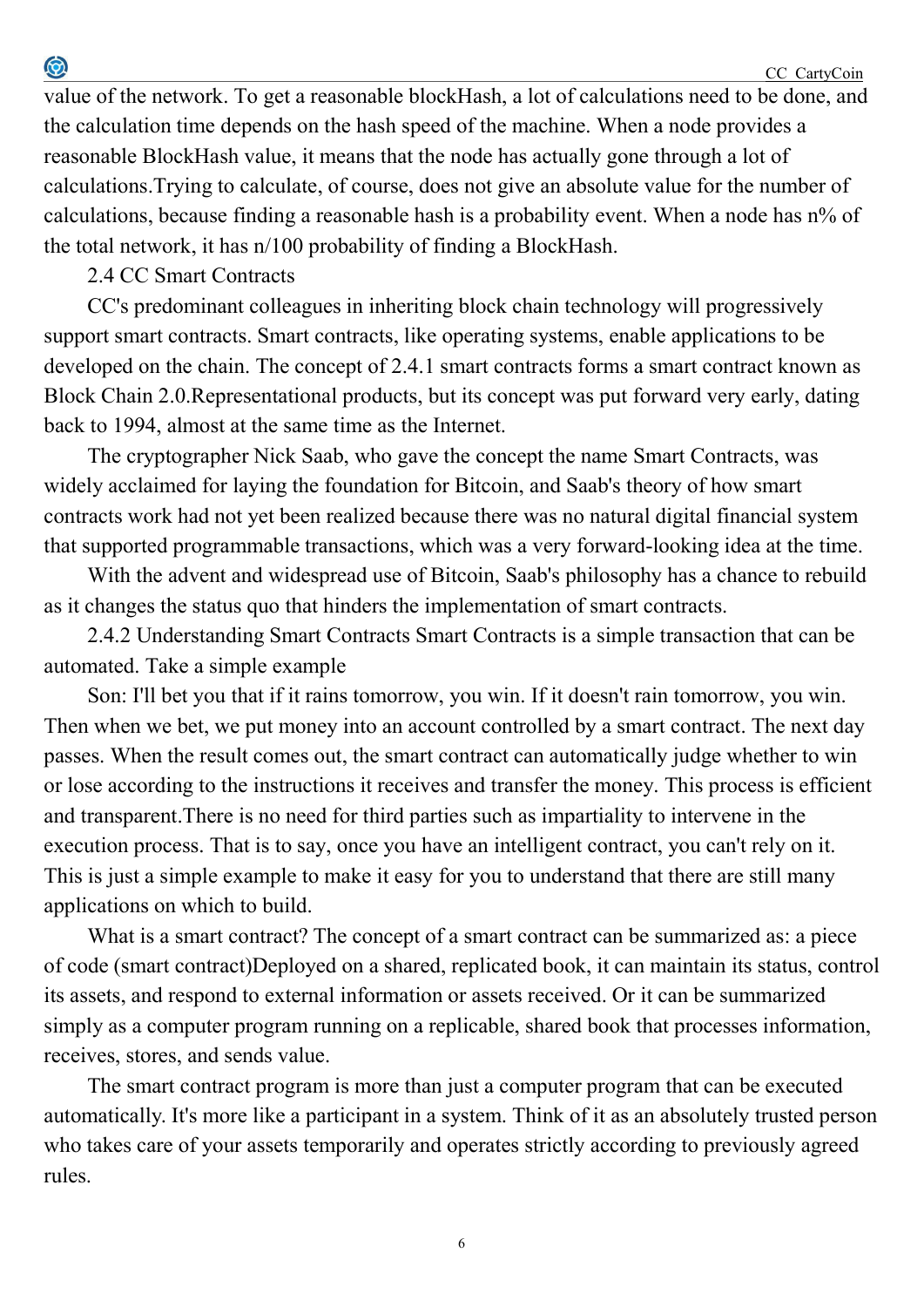value of the network. To get a reasonable blockHash, a lot of calculations need to be done, and the calculation time depends on the hash speed of the machine. When a node provides a reasonable BlockHash value, it means that the node has actually gone through a lot of calculations.Trying to calculate, of course, does not give an absolute value for the number of calculations, because finding a reasonable hash is a probability event. When a node has n% of the total network, it has n/100 probability of finding a BlockHash.

## 2.4 CC Smart Contracts

CC's predominant colleagues in inheriting block chain technology will progressively support smart contracts. Smart contracts, like operating systems, enable applications to be developed on the chain. The concept of 2.4.1 smart contracts forms a smart contract known as Block Chain 2.0.Representational products, but its concept was put forward very early, dating back to 1994, almost at the same time as the Internet.

The cryptographer Nick Saab, who gave the concept the name Smart Contracts, was widely acclaimed for laying the foundation for Bitcoin, and Saab's theory of how smart contracts work had not yet been realized because there was no natural digital financial system that supported programmable transactions, which was a very forward-looking idea at the time.

With the advent and widespread use of Bitcoin, Saab's philosophy has a chance to rebuild as it changes the status quo that hinders the implementation of smart contracts.

2.4.2 Understanding Smart Contracts Smart Contracts is a simple transaction that can be automated. Take a simple example

Son: I'll bet you that if it rains tomorrow, you win. If it doesn't rain tomorrow, you win. Then when we bet, we put money into an account controlled by a smart contract. The next day passes. When the result comes out, the smart contract can automatically judge whether to win or lose according to the instructions it receives and transfer the money. This process is efficient and transparent.There is no need for third parties such as impartiality to intervene in the execution process. That is to say, once you have an intelligent contract, you can't rely on it. This is just a simple example to make it easy for you to understand that there are still many applications on which to build.

What is a smart contract? The concept of a smart contract can be summarized as: a piece of code (smart contract)Deployed on a shared, replicated book, it can maintain its status, control its assets, and respond to external information or assets received. Or it can be summarized simply as a computer program running on a replicable, shared book that processes information, receives, stores, and sends value.

The smart contract program is more than just a computer program that can be executed automatically. It's more like a participant in a system. Think of it as an absolutely trusted person who takes care of your assets temporarily and operates strictly according to previously agreed rules.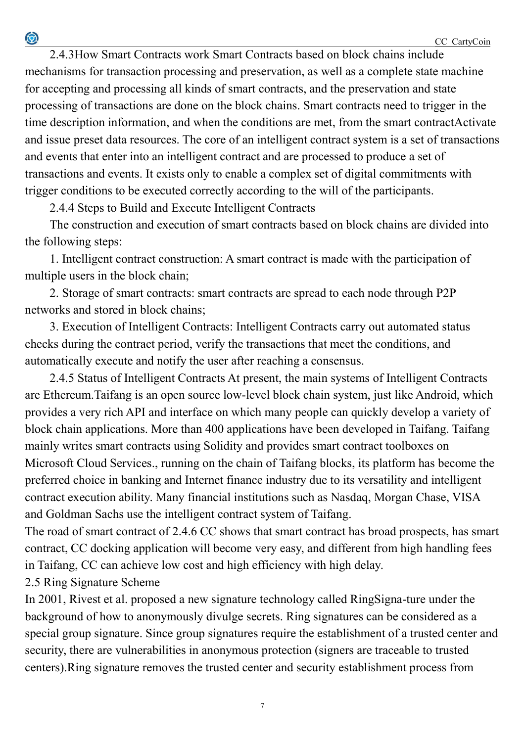2.4.3How Smart Contracts work Smart Contracts based on block chains include mechanisms for transaction processing and preservation, as well as a complete state machine for accepting and processing all kinds of smart contracts, and the preservation and state processing of transactions are done on the block chains. Smart contracts need to trigger in the time description information, and when the conditions are met, from the smart contractActivate and issue preset data resources. The core of an intelligent contract system is a set of transactions and events that enter into an intelligent contract and are processed to produce a set of transactions and events. It exists only to enable a complex set of digital commitments with trigger conditions to be executed correctly according to the will of the participants.

2.4.4 Steps to Build and Execute Intelligent Contracts

The construction and execution of smart contracts based on block chains are divided into the following steps:

1. Intelligent contract construction: A smart contract is made with the participation of multiple users in the block chain;

2. Storage of smart contracts: smart contracts are spread to each node through P2P networks and stored in block chains;

3. Execution of Intelligent Contracts: Intelligent Contracts carry out automated status checks during the contract period, verify the transactions that meet the conditions, and automatically execute and notify the user after reaching a consensus.

2.4.5 Status of Intelligent Contracts At present, the main systems of Intelligent Contracts are Ethereum.Taifang is an open source low-level block chain system, just like Android, which provides a very rich API and interface on which many people can quickly develop a variety of block chain applications. More than 400 applications have been developed in Taifang. Taifang mainly writes smart contracts using Solidity and provides smart contract toolboxes on Microsoft Cloud Services., running on the chain of Taifang blocks, its platform has become the preferred choice in banking and Internet finance industry due to its versatility and intelligent contract execution ability. Many financial institutions such as Nasdaq, Morgan Chase, VISA and Goldman Sachs use the intelligent contract system of Taifang.

The road of smart contract of 2.4.6 CC shows that smart contract has broad prospects, has smart contract, CC docking application will become very easy, and different from high handling fees in Taifang, CC can achieve low cost and high efficiency with high delay.

2.5 Ring Signature Scheme

In 2001, Rivest et al. proposed a new signature technology called RingSigna-ture under the background of how to anonymously divulge secrets. Ring signatures can be considered as a special group signature. Since group signatures require the establishment of a trusted center and security, there are vulnerabilities in anonymous protection (signers are traceable to trusted centers).Ring signature removes the trusted center and security establishment process from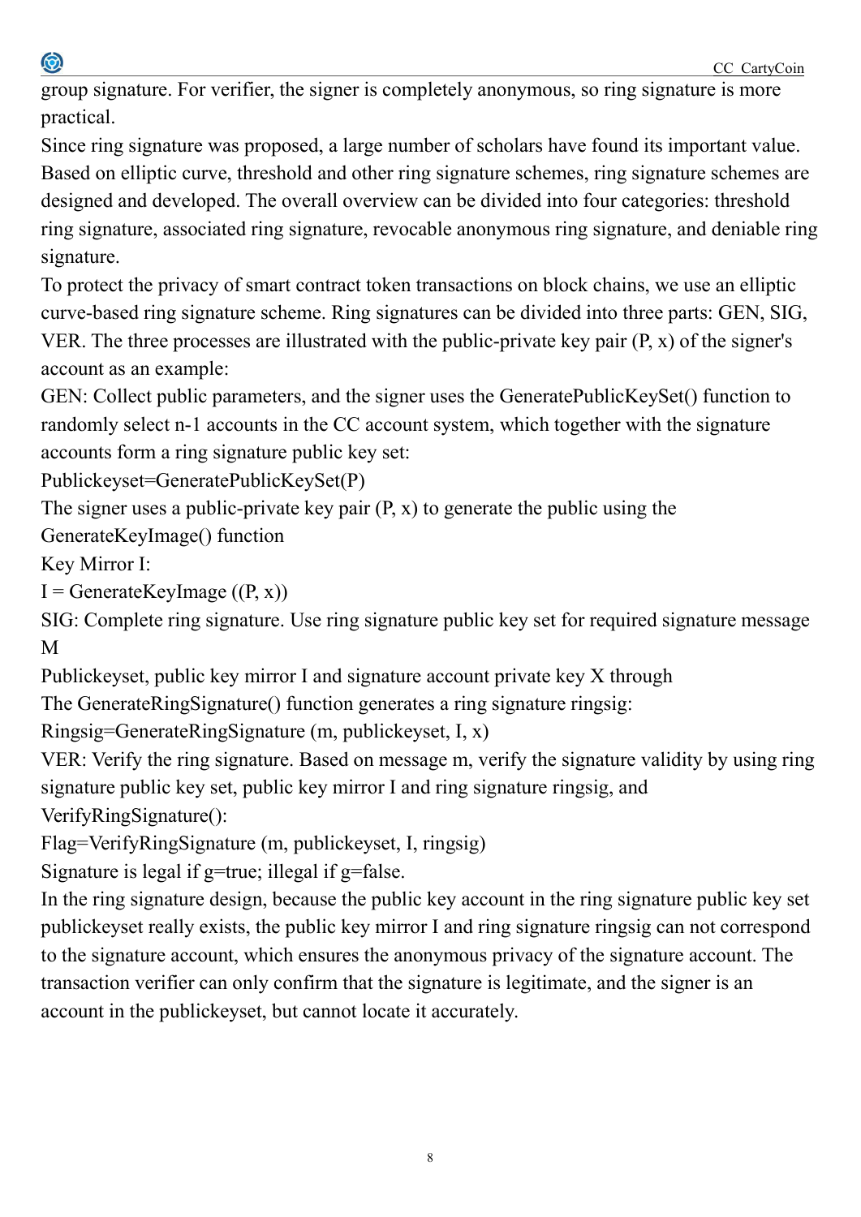group signature. For verifier, the signer is completely anonymous, so ring signature is more practical.

Since ring signature was proposed, a large number of scholars have found its important value. Based on elliptic curve, threshold and other ring signature schemes, ring signature schemes are designed and developed. The overall overview can be divided into four categories: threshold ring signature, associated ring signature, revocable anonymous ring signature, and deniable ring signature.

To protect the privacy of smart contract token transactions on block chains, we use an elliptic curve-based ring signature scheme. Ring signatures can be divided into three parts: GEN, SIG, VER. The three processes are illustrated with the public-private key pair (P, x) of the signer's account as an example:

GEN: Collect public parameters, and the signer uses the GeneratePublicKeySet() function to randomly select n-1 accounts in the CC account system, which together with the signature accounts form a ring signature public key set:

Publickeyset=GeneratePublicKeySet(P)

The signer uses a public-private key pair (P, x) to generate the public using the GenerateKeyImage() function

Key Mirror I:

I = GenerateKeyImage ((P, x))

SIG: Complete ring signature. Use ring signature public key set for required signature message M

Publickeyset, public key mirror I and signature account private key X through

The GenerateRingSignature() function generates a ring signature ringsig:

Ringsig=GenerateRingSignature (m, publickeyset, I, x)

VER: Verify the ring signature. Based on message m, verify the signature validity by using ring signature public key set, public key mirror I and ring signature ringsig, and VerifyRingSignature():

Flag=VerifyRingSignature (m, publickeyset, I, ringsig)

Signature is legal if g=true; illegal if g=false.

In the ring signature design, because the public key account in the ring signature public key set publickeyset really exists, the public key mirror I and ring signature ringsig can not correspond to the signature account, which ensures the anonymous privacy of the signature account. The transaction verifier can only confirm that the signature is legitimate, and the signer is an account in the publickeyset, but cannot locate it accurately.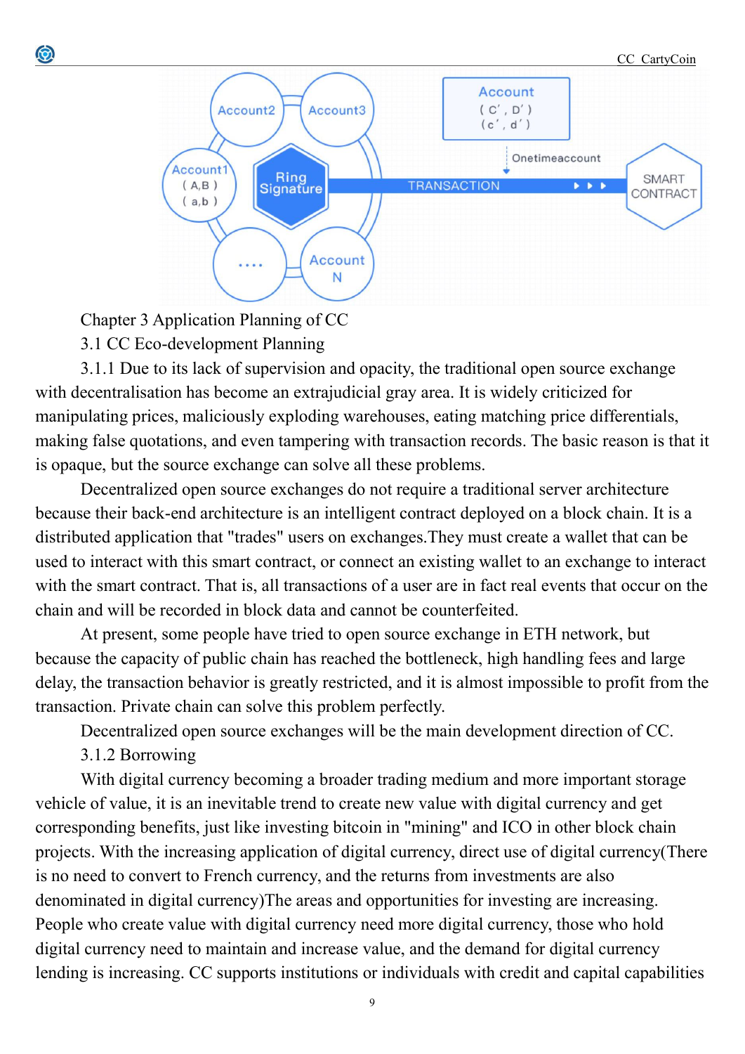## Chapter 3 Application Planning of CC

### 3.1 CC Eco-development Planning

3.1.1 Due to its lack of supervision and opacity, the traditional open source exchange with decentralisation has become an extrajudicial gray area. It is widely criticized for manipulating prices, maliciously exploding warehouses, eating matching price differentials, making false quotations, and even tampering with transaction records. The basic reason is that it is opaque, but the source exchange can solve all these problems.

Decentralized open source exchanges do not require a traditional server architecture because their back-end architecture is an intelligent contract deployed on a block chain. It is a distributed application that "trades" users on exchanges.They must create a wallet that can be used to interact with this smart contract, or connect an existing wallet to an exchange to interact with the smart contract. That is, all transactions of a user are in fact real events that occur on the chain and will be recorded in block data and cannot be counterfeited.

At present, some people have tried to open source exchange in ETH network, but because the capacity of public chain has reached the bottleneck, high handling fees and large delay, the transaction behavior is greatly restricted, and it is almost impossible to profit from the transaction. Private chain can solve this problem perfectly.

Decentralized open source exchanges will be the main development direction of CC.

3.1.2 Borrowing

With digital currency becoming a broader trading medium and more important storage vehicle of value, it is an inevitable trend to create new value with digital currency and get corresponding benefits, just like investing bitcoin in "mining" and ICO in other block chain projects. With the increasing application of digital currency, direct use of digital currency(There is no need to convert to French currency, and the returns from investments are also denominated in digital currency)The areas and opportunities for investing are increasing. People who create value with digital currency need more digital currency, those who hold digital currency need to maintain and increase value, and the demand for digital currency lending is increasing. CC supports institutions or individuals with credit and capital capabilities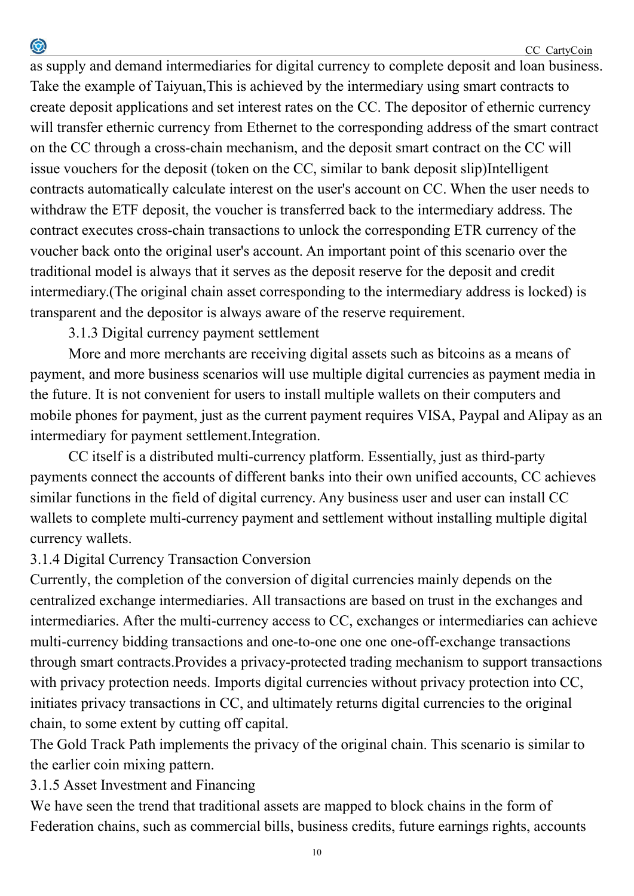as supply and demand intermediaries for digital currency to complete deposit and loan business. Take the example of Taiyuan,This is achieved by the intermediary using smart contracts to create deposit applications and set interest rates on the CC. The depositor of ethernic currency will transfer ethernic currency from Ethernet to the corresponding address of the smart contract on the CC through a cross-chain mechanism, and the deposit smart contract on the CC will issue vouchers for the deposit (token on the CC, similar to bank deposit slip)Intelligent contracts automatically calculate interest on the user's account on CC. When the user needs to withdraw the ETF deposit, the voucher is transferred back to the intermediary address. The contract executes cross-chain transactions to unlock the corresponding ETR currency of the voucher back onto the original user's account. An important point of this scenario over the traditional model is always that it serves as the deposit reserve for the deposit and credit intermediary.(The original chain asset corresponding to the intermediary address is locked) is transparent and the depositor is always aware of the reserve requirement.

### 3.1.3 Digital currency payment settlement

More and more merchants are receiving digital assets such as bitcoins as a means of payment, and more business scenarios will use multiple digital currencies as payment media in the future. It is not convenient for users to install multiple wallets on their computers and mobile phones for payment, just as the current payment requires VISA, Paypal and Alipay as an intermediary for payment settlement.Integration.

CC itself is a distributed multi-currency platform. Essentially, just as third-party payments connect the accounts of different banks into their own unified accounts, CC achieves similar functions in the field of digital currency. Any business user and user can install CC wallets to complete multi-currency payment and settlement without installing multiple digital currency wallets.

### 3.1.4 Digital Currency Transaction Conversion

Currently, the completion of the conversion of digital currencies mainly depends on the centralized exchange intermediaries. All transactions are based on trust in the exchanges and intermediaries. After the multi-currency access to CC, exchanges or intermediaries can achieve multi-currency bidding transactions and one-to-one one one one-off-exchange transactions through smart contracts.Provides a privacy-protected trading mechanism to support transactions with privacy protection needs. Imports digital currencies without privacy protection into CC, initiates privacy transactions in CC, and ultimately returns digital currencies to the original chain, to some extent by cutting off capital.

The Gold Track Path implements the privacy of the original chain. This scenario is similar to the earlier coin mixing pattern.

### 3.1.5 Asset Investment and Financing

We have seen the trend that traditional assets are mapped to block chains in the form of Federation chains, such as commercial bills, business credits, future earnings rights, accounts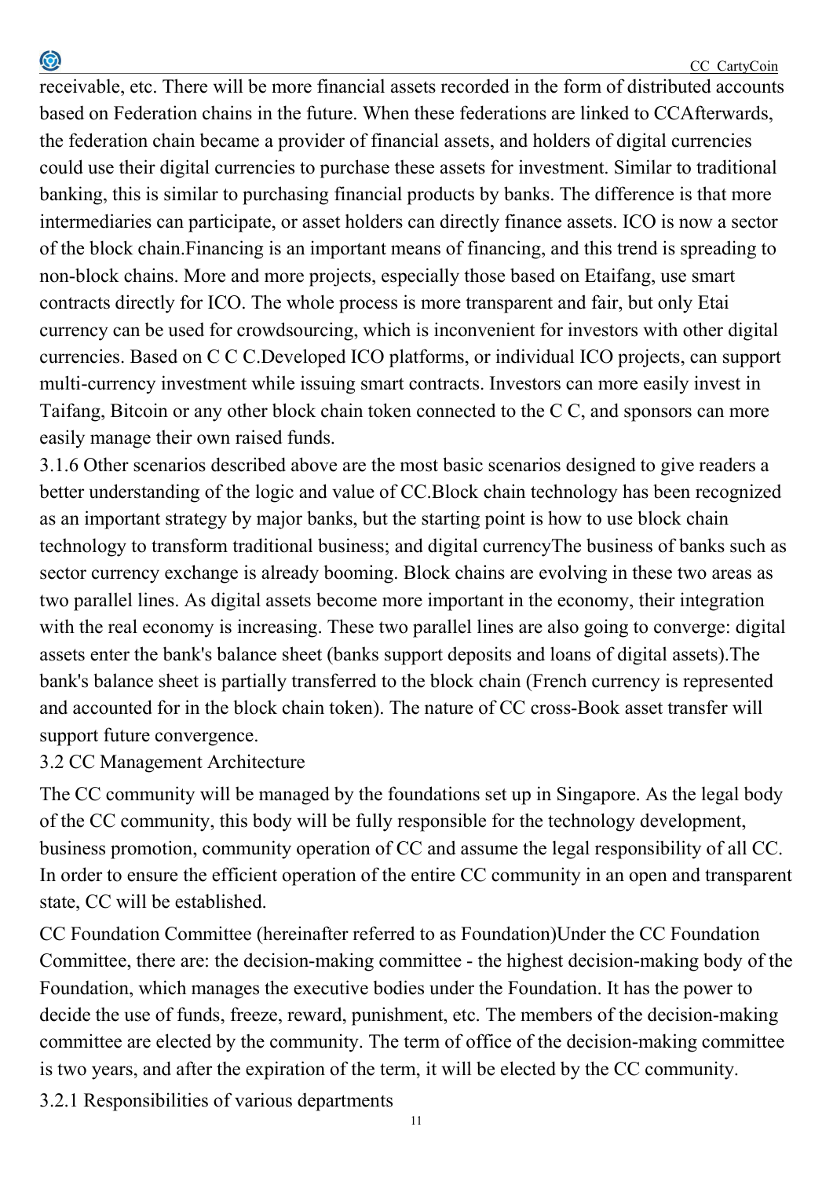receivable, etc. There will be more financial assets recorded in the form of distributed accounts based on Federation chains in the future. When these federations are linked to CCAfterwards, the federation chain became a provider of financial assets, and holders of digital currencies could use their digital currencies to purchase these assets for investment. Similar to traditional banking, this is similar to purchasing financial products by banks. The difference is that more intermediaries can participate, or asset holders can directly finance assets. ICO is now a sector of the block chain.Financing is an important means of financing, and this trend is spreading to non-block chains. More and more projects, especially those based on Etaifang, use smart contracts directly for ICO. The whole process is more transparent and fair, but only Etai currency can be used for crowdsourcing, which is inconvenient for investors with other digital currencies. Based on C C C.Developed ICO platforms, or individual ICO projects, can support multi-currency investment while issuing smart contracts. Investors can more easily invest in Taifang, Bitcoin or any other block chain token connected to the C C, and sponsors can more easily manage their own raised funds.

3.1.6 Other scenarios described above are the most basic scenarios designed to give readers a better understanding of the logic and value of CC.Block chain technology has been recognized as an important strategy by major banks, but the starting point is how to use block chain technology to transform traditional business; and digital currencyThe business of banks such as sector currency exchange is already booming. Block chains are evolving in these two areas as two parallel lines. As digital assets become more important in the economy, their integration with the real economy is increasing. These two parallel lines are also going to converge: digital assets enter the bank's balance sheet (banks support deposits and loans of digital assets).The bank's balance sheet is partially transferred to the block chain (French currency is represented and accounted for in the block chain token). The nature of CC cross-Book asset transfer will support future convergence.

## 3.2 CC Management Architecture

The CC community will be managed by the foundations set up in Singapore. As the legal body of the CC community, this body will be fully responsible for the technology development, business promotion, community operation of CC and assume the legal responsibility of all CC. In order to ensure the efficient operation of the entire CC community in an open and transparent state, CC will be established.

CC Foundation Committee (hereinafter referred to as Foundation)Under the CC Foundation Committee, there are: the decision-making committee - the highest decision-making body of the Foundation, which manages the executive bodies under the Foundation. It has the power to decide the use of funds, freeze, reward, punishment, etc. The members of the decision-making committee are elected by the community. The term of office of the decision-making committee is two years, and after the expiration of the term, it will be elected by the CC community.

### 3.2.1 Responsibilities of various departments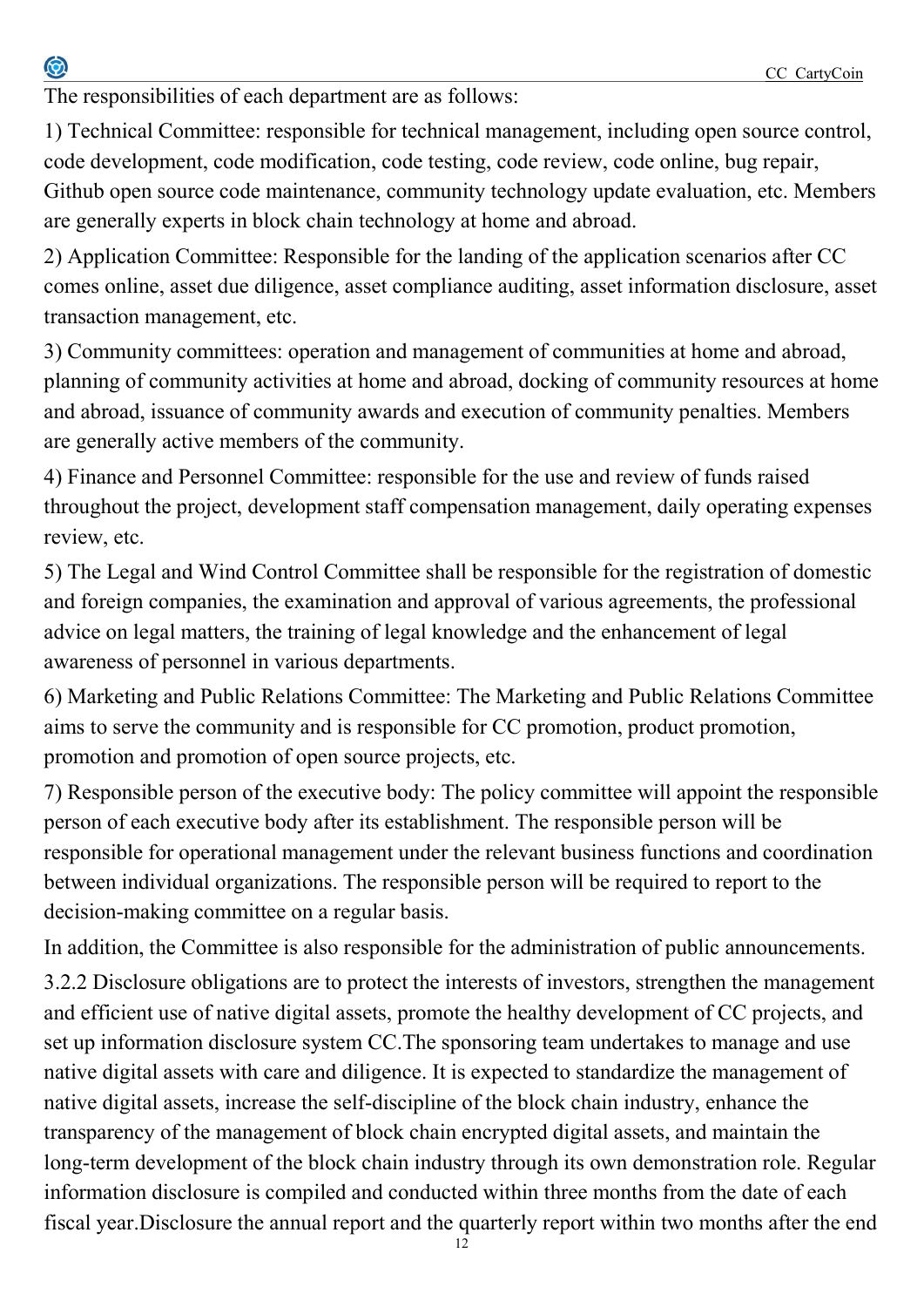The responsibilities of each department are as follows:

1) Technical Committee: responsible for technical management, including open source control, code development, code modification, code testing, code review, code online, bug repair, Github open source code maintenance, community technology update evaluation, etc. Members are generally experts in block chain technology at home and abroad.

2) Application Committee: Responsible for the landing of the application scenarios after CC comes online, asset due diligence, asset compliance auditing, asset information disclosure, asset transaction management, etc.

3) Community committees: operation and management of communities at home and abroad, planning of community activities at home and abroad, docking of community resources at home and abroad, issuance of community awards and execution of community penalties. Members are generally active members of the community.

4) Finance and Personnel Committee: responsible for the use and review of funds raised throughout the project, development staff compensation management, daily operating expenses review, etc.

5) The Legal and Wind Control Committee shall be responsible for the registration of domestic and foreign companies, the examination and approval of various agreements, the professional advice on legal matters, the training of legal knowledge and the enhancement of legal awareness of personnel in various departments.

6) Marketing and Public Relations Committee: The Marketing and Public Relations Committee aims to serve the community and is responsible for CC promotion, product promotion, promotion and promotion of open source projects, etc.

7) Responsible person of the executive body: The policy committee will appoint the responsible person of each executive body after its establishment. The responsible person will be responsible for operational management under the relevant business functions and coordination between individual organizations. The responsible person will be required to report to the decision-making committee on a regular basis.

In addition, the Committee is also responsible for the administration of public announcements.

3.2.2 Disclosure obligations are to protect the interests of investors, strengthen the management and efficient use of native digital assets, promote the healthy development of CC projects, and set up information disclosure system CC.The sponsoring team undertakes to manage and use native digital assets with care and diligence. It is expected to standardize the management of native digital assets, increase the self-discipline of the block chain industry, enhance the transparency of the management of block chain encrypted digital assets, and maintain the long-term development of the block chain industry through its own demonstration role. Regular information disclosure is compiled and conducted within three months from the date of each fiscal year.Disclosure the annual report and the quarterly report within two months after the end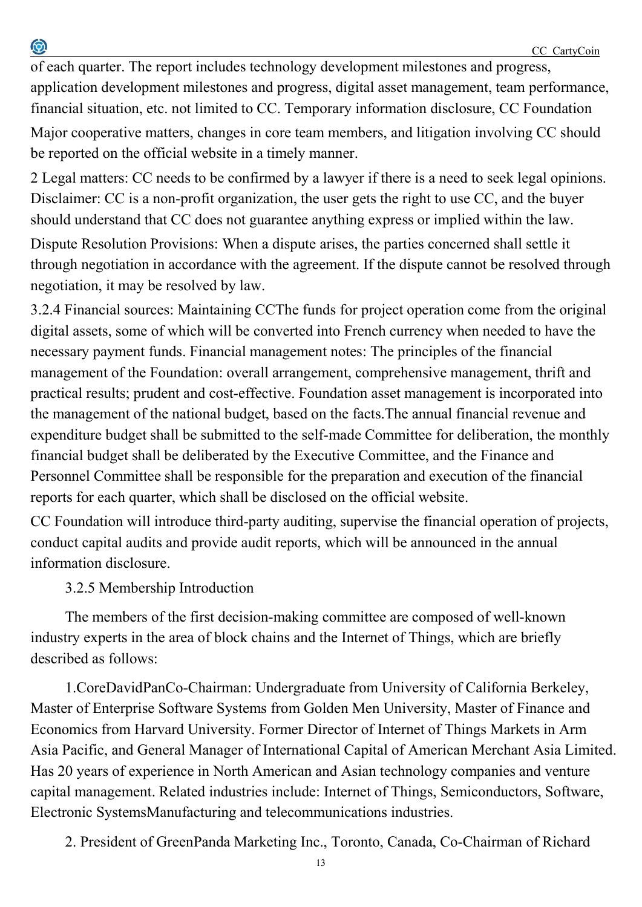of each quarter. The report includes technology development milestones and progress, application development milestones and progress, digital asset management, team performance, financial situation, etc. not limited to CC. Temporary information disclosure, CC Foundation Major cooperative matters, changes in core team members, and litigation involving CC should be reported on the official website in a timely manner.

2 Legal matters: CC needs to be confirmed by a lawyer if there is a need to seek legal opinions. Disclaimer: CC is a non-profit organization, the user gets the right to use CC, and the buyer should understand that CC does not guarantee anything express or implied within the law.

Dispute Resolution Provisions: When a dispute arises, the parties concerned shall settle it through negotiation in accordance with the agreement. If the dispute cannot be resolved through negotiation, it may be resolved by law.

3.2.4 Financial sources: Maintaining CCThe funds for project operation come from the original digital assets, some of which will be converted into French currency when needed to have the necessary payment funds. Financial management notes: The principles of the financial management of the Foundation: overall arrangement, comprehensive management, thrift and practical results; prudent and cost-effective. Foundation asset management is incorporated into the management of the national budget, based on the facts.The annual financial revenue and expenditure budget shall be submitted to the self-made Committee for deliberation, the monthly financial budget shall be deliberated by the Executive Committee, and the Finance and Personnel Committee shall be responsible for the preparation and execution of the financial reports for each quarter, which shall be disclosed on the official website.

CC Foundation will introduce third-party auditing, supervise the financial operation of projects, conduct capital audits and provide audit reports, which will be announced in the annual information disclosure.

3.2.5 Membership Introduction

The members of the first decision-making committee are composed of well-known industry experts in the area of block chains and the Internet of Things, which are briefly described as follows:

1.CoreDavidPanCo-Chairman: Undergraduate from University of California Berkeley, Master of Enterprise Software Systems from Golden Men University, Master of Finance and Economics from Harvard University. Former Director of Internet of Things Markets in Arm Asia Pacific, and General Manager of International Capital of American Merchant Asia Limited. Has 20 years of experience in North American and Asian technology companies and venture capital management. Related industries include: Internet of Things, Semiconductors, Software, Electronic SystemsManufacturing and telecommunications industries.

2. President of GreenPanda Marketing Inc., Toronto, Canada, Co-Chairman of Richard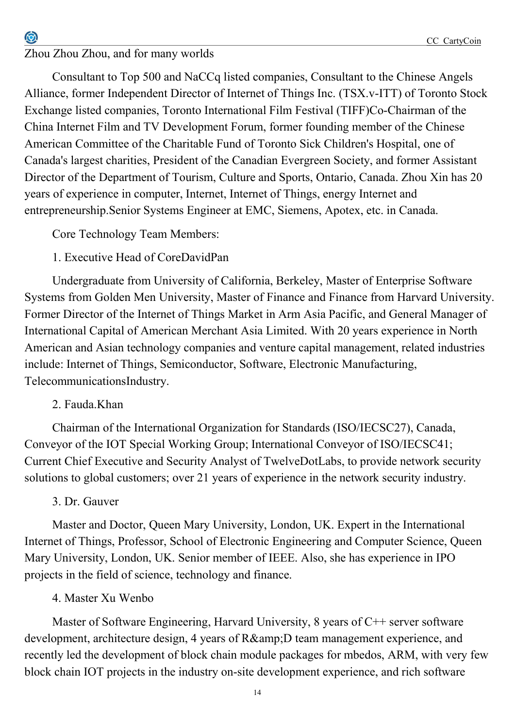Zhou Zhou Zhou, and for many worlds

Consultant to Top 500 and NaCCq listed companies, Consultant to the Chinese Angels Alliance, former Independent Director of Internet of Things Inc. (TSX.v-ITT) of Toronto Stock Exchange listed companies, Toronto International Film Festival (TIFF)Co-Chairman of the China Internet Film and TV Development Forum, former founding member of the Chinese American Committee of the Charitable Fund of Toronto Sick Children's Hospital, one of Canada's largest charities, President of the Canadian Evergreen Society, and former Assistant Director of the Department of Tourism, Culture and Sports, Ontario, Canada. Zhou Xin has 20 years of experience in computer, Internet, Internet of Things, energy Internet and entrepreneurship.Senior Systems Engineer at EMC, Siemens, Apotex, etc. in Canada.

Core Technology Team Members:

1. Executive Head of CoreDavidPan

Undergraduate from University of California, Berkeley, Master of Enterprise Software Systems from Golden Men University, Master of Finance and Finance from Harvard University. Former Director of the Internet of Things Market in Arm Asia Pacific, and General Manager of International Capital of American Merchant Asia Limited. With 20 years experience in North American and Asian technology companies and venture capital management, related industries include: Internet of Things, Semiconductor, Software, Electronic Manufacturing, TelecommunicationsIndustry.

2. Fauda.Khan

Chairman of the International Organization for Standards (ISO/IECSC27), Canada, Conveyor of the IOT Special Working Group; International Conveyor of ISO/IECSC41; Current Chief Executive and Security Analyst of TwelveDotLabs, to provide network security solutions to global customers; over 21 years of experience in the network security industry.

3. Dr. Gauver

Master and Doctor, Queen Mary University, London, UK. Expert in the International Internet of Things, Professor, School of Electronic Engineering and Computer Science, Queen Mary University, London, UK. Senior member of IEEE. Also, she has experience in IPO projects in the field of science, technology and finance.

4. Master Xu Wenbo

Master of Software Engineering, Harvard University, 8 years of C++ server software development, architecture design, 4 years of R&amp;D team management experience, and recently led the development of block chain module packages for mbedos, ARM, with very few block chain IOT projects in the industry on-site development experience, and rich software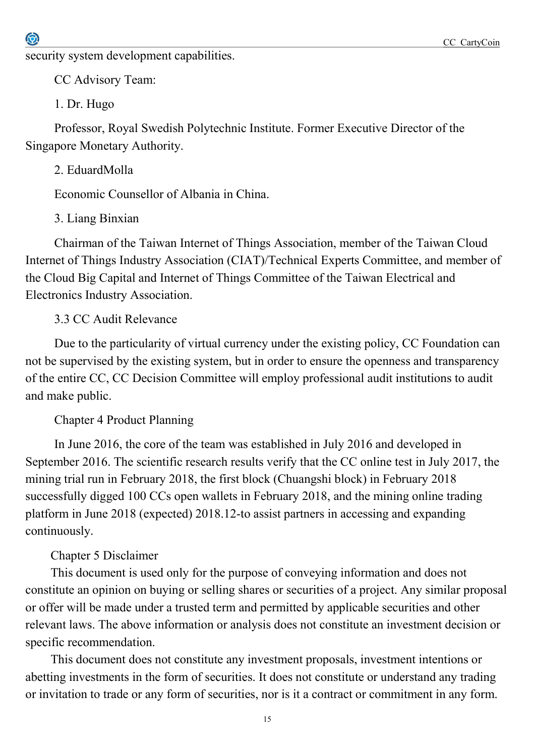security system development capabilities.

CC Advisory Team:

1. Dr. Hugo

Professor, Royal Swedish Polytechnic Institute. Former Executive Director of the Singapore Monetary Authority.

2. EduardMolla

Economic Counsellor of Albania in China.

3. Liang Binxian

Chairman of the Taiwan Internet of Things Association, member of the Taiwan Cloud Internet of Things Industry Association (CIAT)/Technical Experts Committee, and member of the Cloud Big Capital and Internet of Things Committee of the Taiwan Electrical and Electronics Industry Association.

### 3.3 CC Audit Relevance

Due to the particularity of virtual currency under the existing policy, CC Foundation can not be supervised by the existing system, but in order to ensure the openness and transparency of the entire CC, CC Decision Committee will employ professional audit institutions to audit and make public.

## Chapter 4 Product Planning

In June 2016, the core of the team was established in July 2016 and developed in September 2016. The scientific research results verify that the CC online test in July 2017, the mining trial run in February 2018, the first block (Chuangshi block) in February 2018 successfully digged 100 CCs open wallets in February 2018, and the mining online trading platform in June 2018 (expected) 2018.12-to assist partners in accessing and expanding continuously.

## Chapter 5 Disclaimer

This document is used only for the purpose of conveying information and does not constitute an opinion on buying or selling shares or securities of a project. Any similar proposal or offer will be made under a trusted term and permitted by applicable securities and other relevant laws. The above information or analysis does not constitute an investment decision or specific recommendation.

This document does not constitute any investment proposals, investment intentions or abetting investments in the form of securities. It does not constitute or understand any trading or invitation to trade or any form of securities, nor is it a contract or commitment in any form.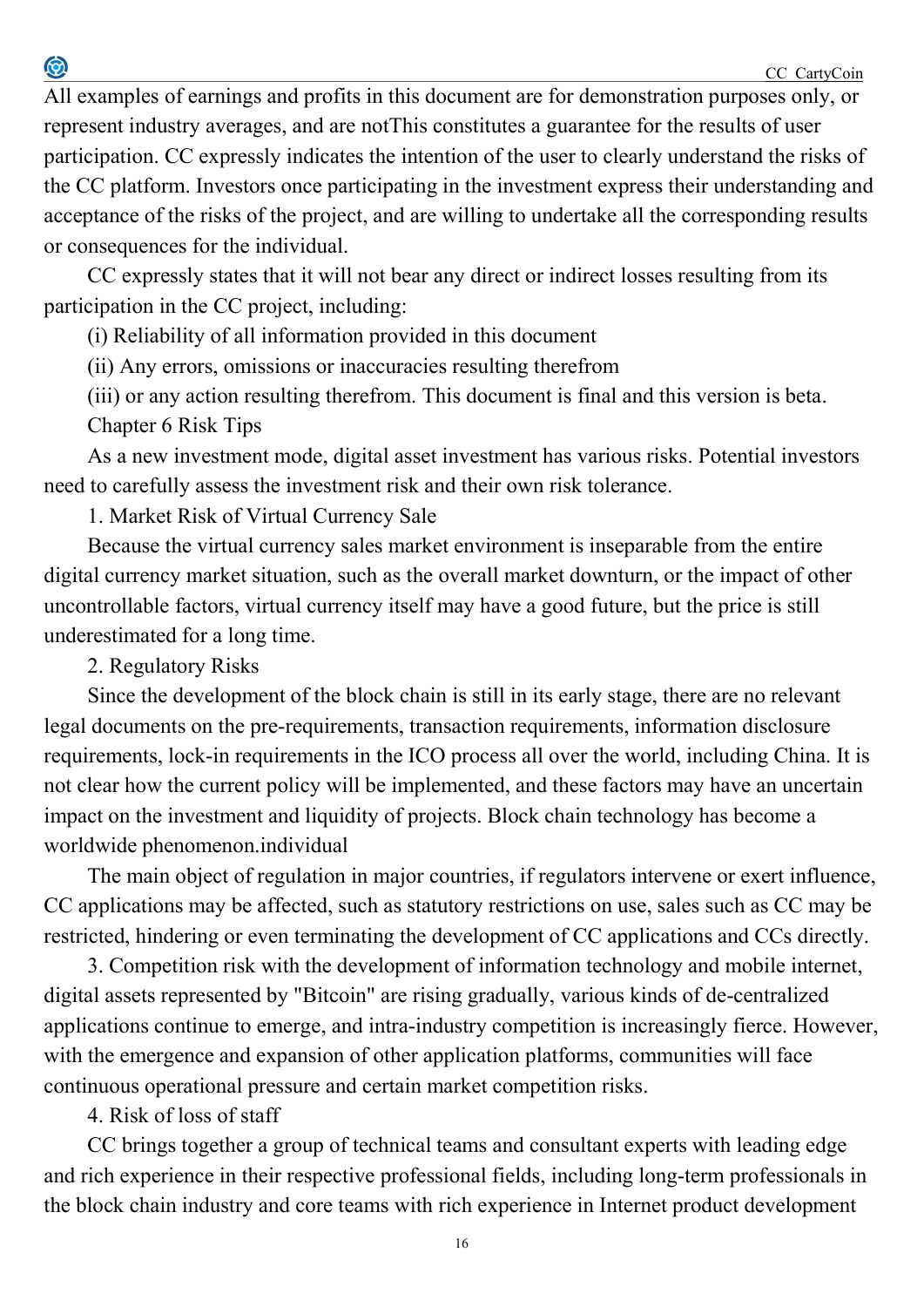All examples of earnings and profits in this document are for demonstration purposes only, or represent industry averages, and are notThis constitutes a guarantee for the results of user participation. CC expressly indicates the intention of the user to clearly understand the risks of the CC platform. Investors once participating in the investment express their understanding and acceptance of the risks of the project, and are willing to undertake all the corresponding results or consequences for the individual.

CC expressly states that it will not bear any direct or indirect losses resulting from its participation in the CC project, including:

(i) Reliability of all information provided in this document

(ii) Any errors, omissions or inaccuracies resulting therefrom

(iii) or any action resulting therefrom. This document is final and this version is beta.

## Chapter 6 Risk Tips

As a new investment mode, digital asset investment has various risks. Potential investors need to carefully assess the investment risk and their own risk tolerance.

### 1. Market Risk of Virtual Currency Sale

Because the virtual currency sales market environment is inseparable from the entire digital currency market situation, such as the overall market downturn, or the impact of other uncontrollable factors, virtual currency itself may have a good future, but the price is still underestimated for a long time.

### 2. Regulatory Risks

Since the development of the block chain is still in its early stage, there are no relevant legal documents on the pre-requirements, transaction requirements, information disclosure requirements, lock-in requirements in the ICO process all over the world, including China. It is not clear how the current policy will be implemented, and these factors may have an uncertain impact on the investment and liquidity of projects. Block chain technology has become a worldwide phenomenon.individual

The main object of regulation in major countries, if regulators intervene or exert influence, CC applications may be affected, such as statutory restrictions on use, sales such as CC may be restricted, hindering or even terminating the development of CC applications and CCs directly.

3. Competition risk with the development of information technology and mobile internet, digital assets represented by "Bitcoin" are rising gradually, various kinds of de-centralized applications continue to emerge, and intra-industry competition is increasingly fierce. However, with the emergence and expansion of other application platforms, communities will face continuous operational pressure and certain market competition risks.

### 4. Risk of loss of staff

CC brings together a group of technical teams and consultant experts with leading edge and rich experience in their respective professional fields, including long-term professionals in the block chain industry and core teams with rich experience in Internet product development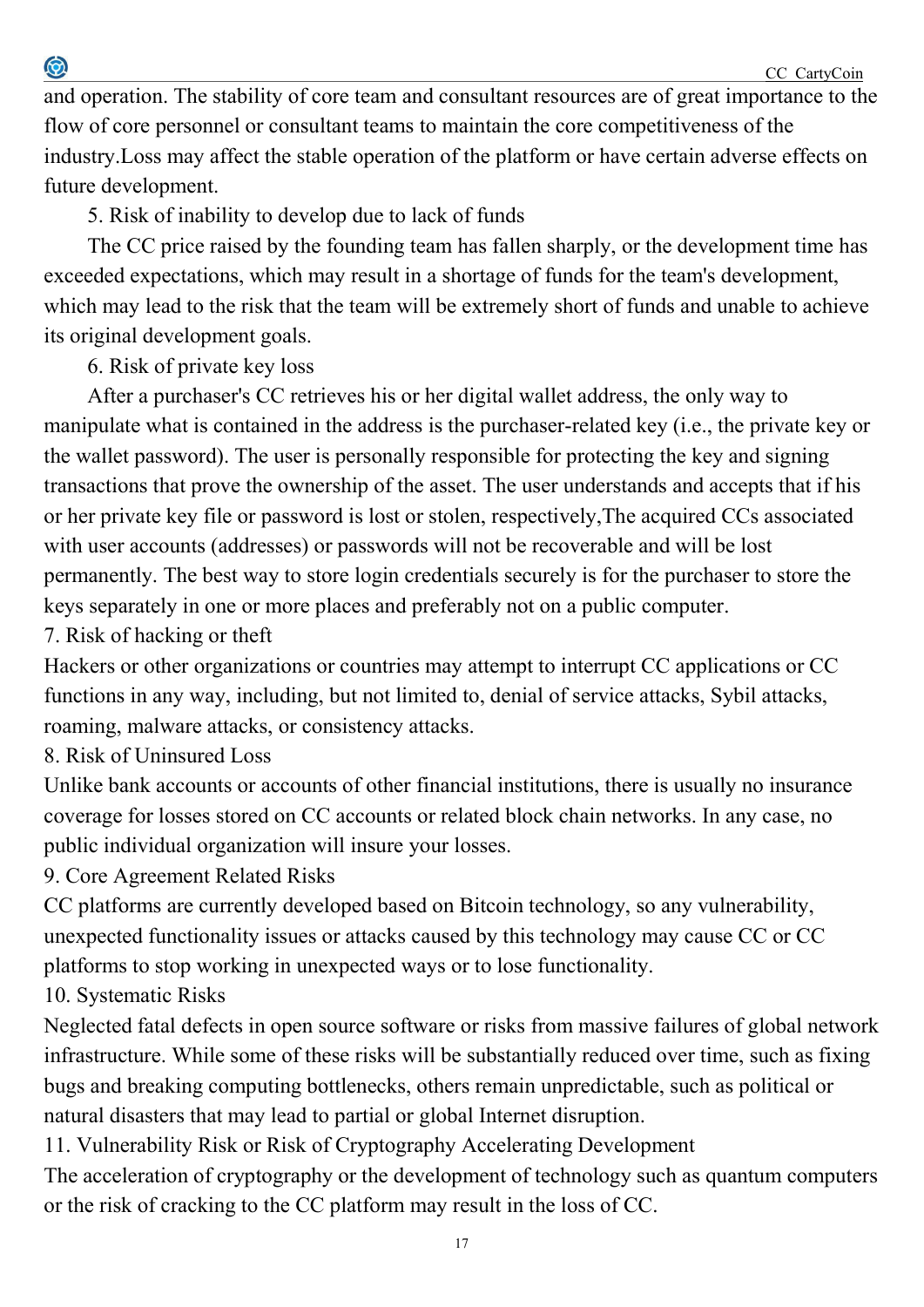and operation. The stability of core team and consultant resources are of great importance to the flow of core personnel or consultant teams to maintain the core competitiveness of the industry.Loss may affect the stable operation of the platform or have certain adverse effects on future development.

5. Risk of inability to develop due to lack of funds

The CC price raised by the founding team has fallen sharply, or the development time has exceeded expectations, which may result in a shortage of funds for the team's development, which may lead to the risk that the team will be extremely short of funds and unable to achieve its original development goals.

6. Risk of private key loss

After a purchaser's CC retrieves his or her digital wallet address, the only way to manipulate what is contained in the address is the purchaser-related key (i.e., the private key or the wallet password). The user is personally responsible for protecting the key and signing transactions that prove the ownership of the asset. The user understands and accepts that if his or her private key file or password is lost or stolen, respectively,The acquired CCs associated with user accounts (addresses) or passwords will not be recoverable and will be lost permanently. The best way to store login credentials securely is for the purchaser to store the keys separately in one or more places and preferably not on a public computer.

7. Risk of hacking or theft

Hackers or other organizations or countries may attempt to interrupt CC applications or CC functions in any way, including, but not limited to, denial of service attacks, Sybil attacks, roaming, malware attacks, or consistency attacks.

8. Risk of Uninsured Loss

Unlike bank accounts or accounts of other financial institutions, there is usually no insurance coverage for losses stored on CC accounts or related block chain networks. In any case, no public individual organization will insure your losses.

9. Core Agreement Related Risks

CC platforms are currently developed based on Bitcoin technology, so any vulnerability, unexpected functionality issues or attacks caused by this technology may cause CC or CC platforms to stop working in unexpected ways or to lose functionality.

10. Systematic Risks

Neglected fatal defects in open source software or risks from massive failures of global network infrastructure. While some of these risks will be substantially reduced over time, such as fixing bugs and breaking computing bottlenecks, others remain unpredictable, such as political or natural disasters that may lead to partial or global Internet disruption.

11. Vulnerability Risk or Risk of Cryptography Accelerating Development

The acceleration of cryptography or the development of technology such as quantum computers or the risk of cracking to the CC platform may result in the loss of CC.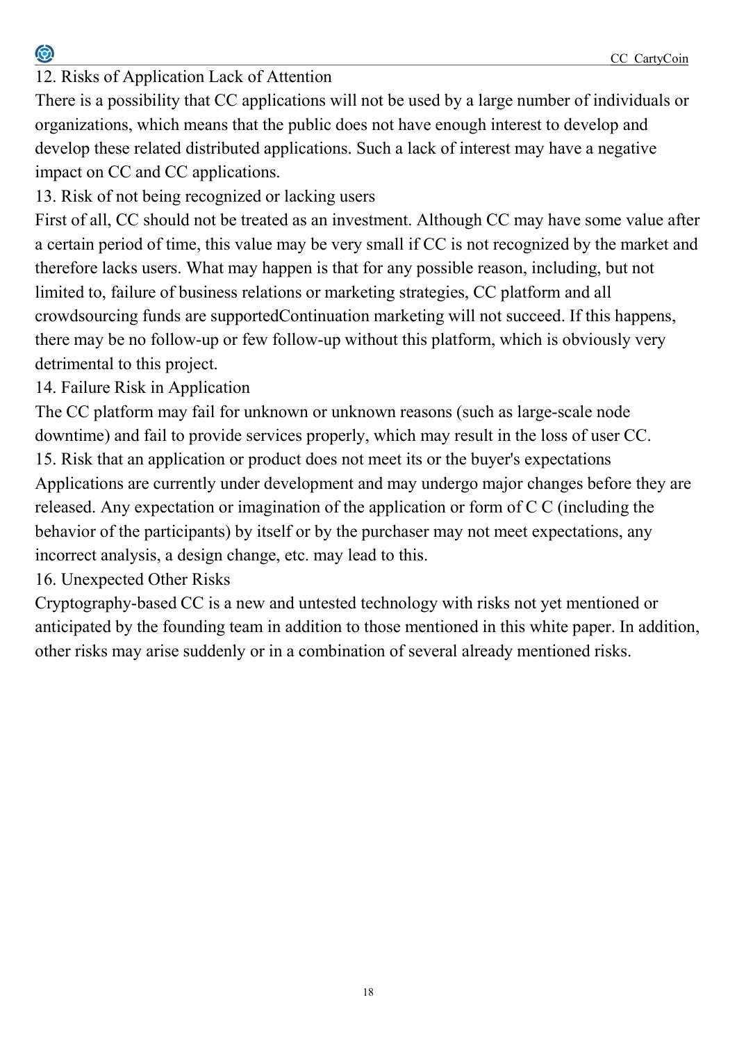12. Risks of Application Lack of Attention

There is a possibility that CC applications will not be used by a large number of individuals or organizations, which means that the public does not have enough interest to develop and develop these related distributed applications. Such a lack of interest may have a negative impact on CC and CC applications.

13. Risk of not being recognized or lacking users

First of all, CC should not be treated as an investment. Although CC may have some value after a certain period of time, this value may be very small if CC is not recognized by the market and therefore lacks users. What may happen is that for any possible reason, including, but not limited to, failure of business relations or marketing strategies, CC platform and all crowdsourcing funds are supportedContinuation marketing will not succeed. If this happens, there may be no follow-up or few follow-up without this platform, which is obviously very detrimental to this project.

14. Failure Risk in Application

The CC platform may fail for unknown or unknown reasons (such as large-scale node downtime) and fail to provide services properly, which may result in the loss of user CC.

15. Risk that an application or product does not meet its or the buyer's expectations

Applications are currently under development and may undergo major changes before they are released. Any expectation or imagination of the application or form of C C (including the behavior of the participants) by itself or by the purchaser may not meet expectations, any incorrect analysis, a design change, etc. may lead to this.

16. Unexpected Other Risks

Cryptography-based CC is a new and untested technology with risks not yet mentioned or anticipated by the founding team in addition to those mentioned in this white paper. In addition, other risks may arise suddenly or in a combination of several already mentioned risks.